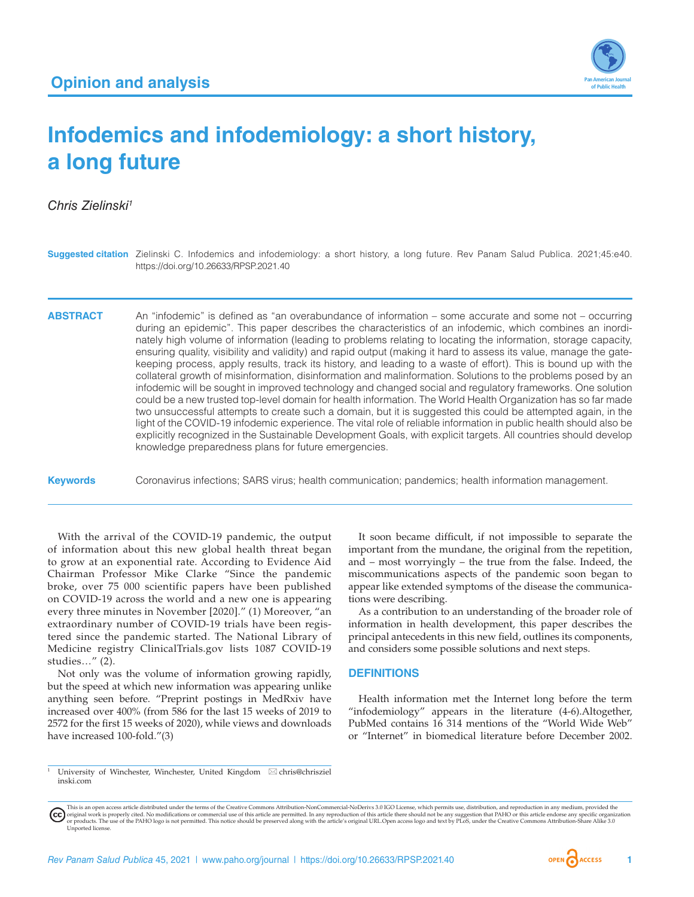Opinion and analysis

# Infodemics and infodemiology: a short history, a long future

*Chris Zielinski*[1]

**Suggested citation** Zielinski C. Infodemics and infodemiology: a short history, a long future. Rev Panam Salud Publica. 2021;45:e40. https://doi.org/10.26633/RPSP.2021.40

**ABSTRACT** An "infodemic" is defined as "an overabundance of information – some accurate and some not – occurring during an epidemic". This paper describes the characteristics of an infodemic, which combines an inordinately high volume of information (leading to problems relating to locating the information, storage capacity, ensuring quality, visibility and validity) and rapid output (making it hard to assess its value, manage the gatekeeping process, apply results, track its history, and leading to a waste of effort). This is bound up with the collateral growth of misinformation, disinformation and malinformation. Solutions to the problems posed by an infodemic will be sought in improved technology and changed social and regulatory frameworks. One solution could be a new trusted top-level domain for health information. The World Health Organization has so far made two unsuccessful attempts to create such a domain, but it is suggested this could be attempted again, in the light of the COVID-19 infodemic experience. The vital role of reliable information in public health should also be explicitly recognized in the Sustainable Development Goals, with explicit targets. All countries should develop knowledge preparedness plans for future emergencies.

**Keywords** Coronavirus infections; SARS virus; health communication; pandemics; health information management.

With the arrival of the COVID-19 pandemic, the output of information about this new global health threat began to grow at an exponential rate. According to Evidence Aid Chairman Professor Mike Clarke "Since the pandemic broke, over 75 000 scientific papers have been published on COVID-19 across the world and a new one is appearing every three minutes in November [2020]." (1) Moreover, "an extraordinary number of COVID-19 trials have been registered since the pandemic started. The National Library of Medicine registry ClinicalTrials.gov lists 1087 COVID-19 studies…" (2).

Not only was the volume of information growing rapidly, but the speed at which new information was appearing unlike anything seen before. "Preprint postings in MedRxiv have increased over 400% (from 586 for the last 15 weeks of 2019 to 2572 for the first 15 weeks of 2020), while views and downloads have increased 100-fold."(3)

It soon became difficult, if not impossible to separate the important from the mundane, the original from the repetition, and – most worryingly – the true from the false. Indeed, the miscommunications aspects of the pandemic soon began to appear like extended symptoms of the disease the communications were describing.

As a contribution to an understanding of the broader role of information in health development, this paper describes the principal antecedents in this new field, outlines its components, and considers some possible solutions and next steps.

## DEFINITIONS

Health information met the Internet long before the term "infodemiology" appears in the literature (4-6).Altogether, PubMed contains 16 314 mentions of the "World Wide Web" or "Internet" in biomedical literature before December 2002.

[1] University of Winchester, Winchester, United Kingdom ✉ chris@chrisziel inski.com

This is an open access article distributed under the terms of the Creative Commons Attribution-NonCommercial-NoDerivs 3.0 IGO License, which permits use, distribution, and reproduction in any medium, provided the original work is properly cited. No modifications or commercial use of this article are permitted. In any reproduction of this article there should not be any suggestion that PAHO or this article endorse any specific organization or products. The use of the PAHO logo is not permitted. This notice should be preserved along with the article's original URL.Open access logo and text by PLoS, under the Creative Commons Attribution-Share Alike 3.0 Unported license.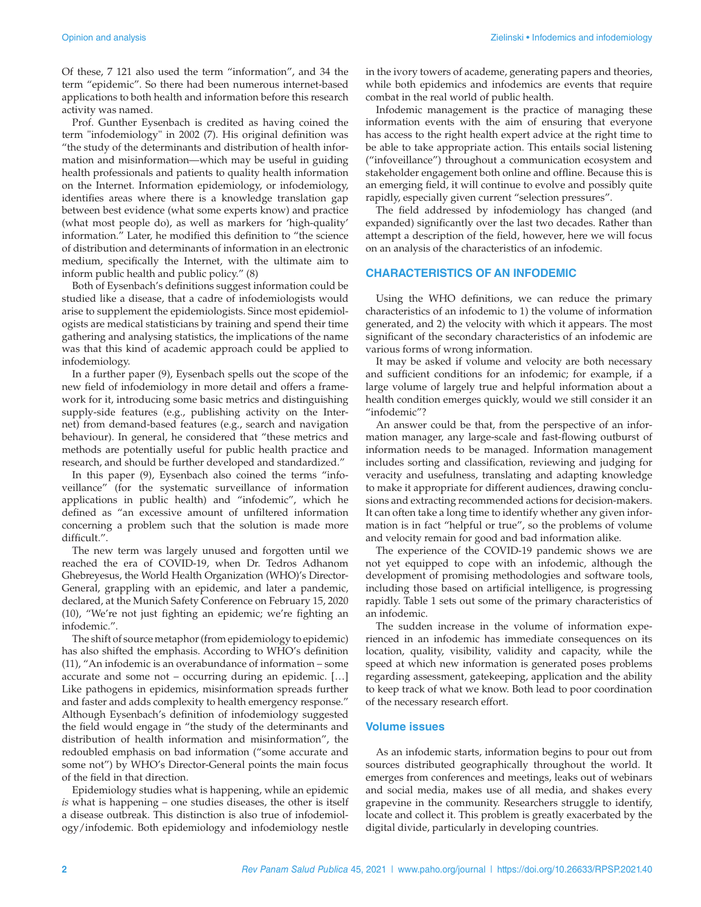Of these, 7 121 also used the term "information", and 34 the term "epidemic". So there had been numerous internet-based applications to both health and information before this research activity was named.

Prof. Gunther Eysenbach is credited as having coined the term "infodemiology" in 2002 (7). His original definition was "the study of the determinants and distribution of health information and misinformation—which may be useful in guiding health professionals and patients to quality health information on the Internet. Information epidemiology, or infodemiology, identifies areas where there is a knowledge translation gap between best evidence (what some experts know) and practice (what most people do), as well as markers for 'high-quality' information." Later, he modified this definition to "the science of distribution and determinants of information in an electronic medium, specifically the Internet, with the ultimate aim to inform public health and public policy." (8)

Both of Eysenbach's definitions suggest information could be studied like a disease, that a cadre of infodemiologists would arise to supplement the epidemiologists. Since most epidemiologists are medical statisticians by training and spend their time gathering and analysing statistics, the implications of the name was that this kind of academic approach could be applied to infodemiology.

In a further paper (9), Eysenbach spells out the scope of the new field of infodemiology in more detail and offers a framework for it, introducing some basic metrics and distinguishing supply-side features (e.g., publishing activity on the Internet) from demand-based features (e.g., search and navigation behaviour). In general, he considered that "these metrics and methods are potentially useful for public health practice and research, and should be further developed and standardized."

In this paper (9), Eysenbach also coined the terms "infoveillance" (for the systematic surveillance of information applications in public health) and "infodemic", which he defined as "an excessive amount of unfiltered information concerning a problem such that the solution is made more difficult.".

The new term was largely unused and forgotten until we reached the era of COVID-19, when Dr. Tedros Adhanom Ghebreyesus, the World Health Organization (WHO)'s Director-General, grappling with an epidemic, and later a pandemic, declared, at the Munich Safety Conference on February 15, 2020 (10), "We're not just fighting an epidemic; we're fighting an infodemic.".

The shift of source metaphor (from epidemiology to epidemic) has also shifted the emphasis. According to WHO's definition (11), "An infodemic is an overabundance of information – some accurate and some not – occurring during an epidemic. […] Like pathogens in epidemics, misinformation spreads further and faster and adds complexity to health emergency response." Although Eysenbach's definition of infodemiology suggested the field would engage in "the study of the determinants and distribution of health information and misinformation", the redoubled emphasis on bad information ("some accurate and some not") by WHO's Director-General points the main focus of the field in that direction.

Epidemiology studies what is happening, while an epidemic *is* what is happening – one studies diseases, the other is itself a disease outbreak. This distinction is also true of infodemiology/infodemic. Both epidemiology and infodemiology nestle in the ivory towers of academe, generating papers and theories, while both epidemics and infodemics are events that require combat in the real world of public health.

Infodemic management is the practice of managing these information events with the aim of ensuring that everyone has access to the right health expert advice at the right time to be able to take appropriate action. This entails social listening ("infoveillance") throughout a communication ecosystem and stakeholder engagement both online and offline. Because this is an emerging field, it will continue to evolve and possibly quite rapidly, especially given current "selection pressures".

The field addressed by infodemiology has changed (and expanded) significantly over the last two decades. Rather than attempt a description of the field, however, here we will focus on an analysis of the characteristics of an infodemic.

## CHARACTERISTICS OF AN INFODEMIC

Using the WHO definitions, we can reduce the primary characteristics of an infodemic to 1) the volume of information generated, and 2) the velocity with which it appears. The most significant of the secondary characteristics of an infodemic are various forms of wrong information.

It may be asked if volume and velocity are both necessary and sufficient conditions for an infodemic; for example, if a large volume of largely true and helpful information about a health condition emerges quickly, would we still consider it an "infodemic"?

An answer could be that, from the perspective of an information manager, any large-scale and fast-flowing outburst of information needs to be managed. Information management includes sorting and classification, reviewing and judging for veracity and usefulness, translating and adapting knowledge to make it appropriate for different audiences, drawing conclusions and extracting recommended actions for decision-makers. It can often take a long time to identify whether any given information is in fact "helpful or true", so the problems of volume and velocity remain for good and bad information alike.

The experience of the COVID-19 pandemic shows we are not yet equipped to cope with an infodemic, although the development of promising methodologies and software tools, including those based on artificial intelligence, is progressing rapidly. Table 1 sets out some of the primary characteristics of an infodemic.

The sudden increase in the volume of information experienced in an infodemic has immediate consequences on its location, quality, visibility, validity and capacity, while the speed at which new information is generated poses problems regarding assessment, gatekeeping, application and the ability to keep track of what we know. Both lead to poor coordination of the necessary research effort.

### Volume issues

As an infodemic starts, information begins to pour out from sources distributed geographically throughout the world. It emerges from conferences and meetings, leaks out of webinars and social media, makes use of all media, and shakes every grapevine in the community. Researchers struggle to identify, locate and collect it. This problem is greatly exacerbated by the digital divide, particularly in developing countries.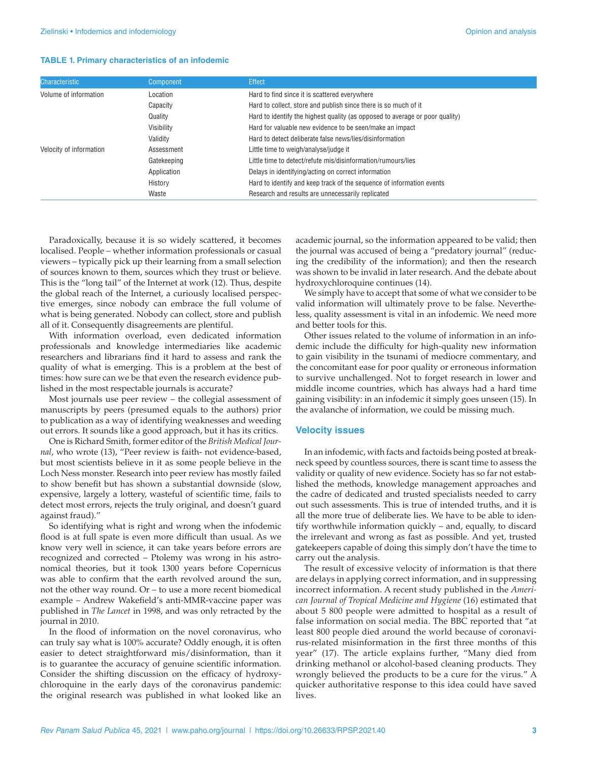**TABLE 1. Primary characteristics of an infodemic**

| Characteristic | Component | Effect |
|---|---|---|
| Volume of information | Location | Hard to find since it is scattered everywhere |
| | Capacity | Hard to collect, store and publish since there is so much of it |
| | Quality | Hard to identify the highest quality (as opposed to average or poor quality) |
| | Visibility | Hard for valuable new evidence to be seen/make an impact |
| | Validity | Hard to detect deliberate false news/lies/disinformation |
| Velocity of information | Assessment | Little time to weigh/analyse/judge it |
| | Gatekeeping | Little time to detect/refute mis/disinformation/rumours/lies |
| | Application | Delays in identifying/acting on correct information |
| | History | Hard to identify and keep track of the sequence of information events |
| | Waste | Research and results are unnecessarily replicated |

Paradoxically, because it is so widely scattered, it becomes localised. People – whether information professionals or casual viewers – typically pick up their learning from a small selection of sources known to them, sources which they trust or believe. This is the "long tail" of the Internet at work (12). Thus, despite the global reach of the Internet, a curiously localised perspective emerges, since nobody can embrace the full volume of what is being generated. Nobody can collect, store and publish all of it. Consequently disagreements are plentiful.

With information overload, even dedicated information professionals and knowledge intermediaries like academic researchers and librarians find it hard to assess and rank the quality of what is emerging. This is a problem at the best of times: how sure can we be that even the research evidence published in the most respectable journals is accurate?

Most journals use peer review – the collegial assessment of manuscripts by peers (presumed equals to the authors) prior to publication as a way of identifying weaknesses and weeding out errors. It sounds like a good approach, but it has its critics.

One is Richard Smith, former editor of the *British Medical Journal*, who wrote (13), "Peer review is faith- not evidence-based, but most scientists believe in it as some people believe in the Loch Ness monster. Research into peer review has mostly failed to show benefit but has shown a substantial downside (slow, expensive, largely a lottery, wasteful of scientific time, fails to detect most errors, rejects the truly original, and doesn't guard against fraud)."

So identifying what is right and wrong when the infodemic flood is at full spate is even more difficult than usual. As we know very well in science, it can take years before errors are recognized and corrected – Ptolemy was wrong in his astronomical theories, but it took 1300 years before Copernicus was able to confirm that the earth revolved around the sun, not the other way round. Or – to use a more recent biomedical example – Andrew Wakefield's anti-MMR-vaccine paper was published in *The Lancet* in 1998, and was only retracted by the journal in 2010.

In the flood of information on the novel coronavirus, who can truly say what is 100% accurate? Oddly enough, it is often easier to detect straightforward mis/disinformation, than it is to guarantee the accuracy of genuine scientific information. Consider the shifting discussion on the efficacy of hydroxychloroquine in the early days of the coronavirus pandemic: the original research was published in what looked like an academic journal, so the information appeared to be valid; then the journal was accused of being a "predatory journal" (reducing the credibility of the information); and then the research was shown to be invalid in later research. And the debate about hydroxychloroquine continues (14).

We simply have to accept that some of what we consider to be valid information will ultimately prove to be false. Nevertheless, quality assessment is vital in an infodemic. We need more and better tools for this.

Other issues related to the volume of information in an infodemic include the difficulty for high-quality new information to gain visibility in the tsunami of mediocre commentary, and the concomitant ease for poor quality or erroneous information to survive unchallenged. Not to forget research in lower and middle income countries, which has always had a hard time gaining visibility: in an infodemic it simply goes unseen (15). In the avalanche of information, we could be missing much.

## Velocity issues

In an infodemic, with facts and factoids being posted at breakneck speed by countless sources, there is scant time to assess the validity or quality of new evidence. Society has so far not established the methods, knowledge management approaches and the cadre of dedicated and trusted specialists needed to carry out such assessments. This is true of intended truths, and it is all the more true of deliberate lies. We have to be able to identify worthwhile information quickly – and, equally, to discard the irrelevant and wrong as fast as possible. And yet, trusted gatekeepers capable of doing this simply don't have the time to carry out the analysis.

The result of excessive velocity of information is that there are delays in applying correct information, and in suppressing incorrect information. A recent study published in the *American Journal of Tropical Medicine and Hygiene* (16) estimated that about 5 800 people were admitted to hospital as a result of false information on social media. The BBC reported that "at least 800 people died around the world because of coronavirus-related misinformation in the first three months of this year" (17). The article explains further, "Many died from drinking methanol or alcohol-based cleaning products. They wrongly believed the products to be a cure for the virus." A quicker authoritative response to this idea could have saved lives.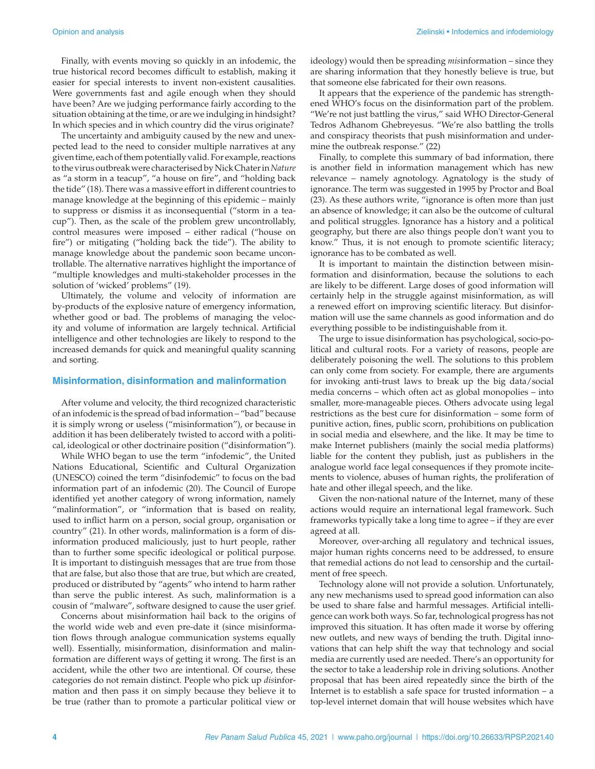Finally, with events moving so quickly in an infodemic, the true historical record becomes difficult to establish, making it easier for special interests to invent non-existent causalities. Were governments fast and agile enough when they should have been? Are we judging performance fairly according to the situation obtaining at the time, or are we indulging in hindsight? In which species and in which country did the virus originate?

The uncertainty and ambiguity caused by the new and unexpected lead to the need to consider multiple narratives at any given time, each of them potentially valid. For example, reactions to the virus outbreak were characterised by Nick Chater in *Nature* as "a storm in a teacup", "a house on fire", and "holding back the tide" (18). There was a massive effort in different countries to manage knowledge at the beginning of this epidemic – mainly to suppress or dismiss it as inconsequential ("storm in a teacup"). Then, as the scale of the problem grew uncontrollably, control measures were imposed – either radical ("house on fire") or mitigating ("holding back the tide"). The ability to manage knowledge about the pandemic soon became uncontrollable. The alternative narratives highlight the importance of "multiple knowledges and multi-stakeholder processes in the solution of 'wicked' problems" (19).

Ultimately, the volume and velocity of information are by-products of the explosive nature of emergency information, whether good or bad. The problems of managing the velocity and volume of information are largely technical. Artificial intelligence and other technologies are likely to respond to the increased demands for quick and meaningful quality scanning and sorting.

## Misinformation, disinformation and malinformation

After volume and velocity, the third recognized characteristic of an infodemic is the spread of bad information – "bad" because it is simply wrong or useless ("misinformation"), or because in addition it has been deliberately twisted to accord with a political, ideological or other doctrinaire position ("disinformation").

While WHO began to use the term "infodemic", the United Nations Educational, Scientific and Cultural Organization (UNESCO) coined the term "disinfodemic" to focus on the bad information part of an infodemic (20). The Council of Europe identified yet another category of wrong information, namely "malinformation", or "information that is based on reality, used to inflict harm on a person, social group, organisation or country" (21). In other words, malinformation is a form of disinformation produced maliciously, just to hurt people, rather than to further some specific ideological or political purpose. It is important to distinguish messages that are true from those that are false, but also those that are true, but which are created, produced or distributed by "agents" who intend to harm rather than serve the public interest. As such, malinformation is a cousin of "malware", software designed to cause the user grief.

Concerns about misinformation hail back to the origins of the world wide web and even pre-date it (since misinformation flows through analogue communication systems equally well). Essentially, misinformation, disinformation and malinformation are different ways of getting it wrong. The first is an accident, while the other two are intentional. Of course, these categories do not remain distinct. People who pick up *dis*information and then pass it on simply because they believe it to be true (rather than to promote a particular political view or ideology) would then be spreading *mis*information – since they are sharing information that they honestly believe is true, but that someone else fabricated for their own reasons.

It appears that the experience of the pandemic has strengthened WHO's focus on the disinformation part of the problem. "We're not just battling the virus," said WHO Director-General Tedros Adhanom Ghebreyesus. "We're also battling the trolls and conspiracy theorists that push misinformation and undermine the outbreak response." (22)

Finally, to complete this summary of bad information, there is another field in information management which has new relevance – namely agnotology. Agnatology is the study of ignorance. The term was suggested in 1995 by Proctor and Boal (23). As these authors write, "ignorance is often more than just an absence of knowledge; it can also be the outcome of cultural and political struggles. Ignorance has a history and a political geography, but there are also things people don't want you to know." Thus, it is not enough to promote scientific literacy; ignorance has to be combated as well.

It is important to maintain the distinction between misinformation and disinformation, because the solutions to each are likely to be different. Large doses of good information will certainly help in the struggle against misinformation, as will a renewed effort on improving scientific literacy. But disinformation will use the same channels as good information and do everything possible to be indistinguishable from it.

The urge to issue disinformation has psychological, socio-political and cultural roots. For a variety of reasons, people are deliberately poisoning the well. The solutions to this problem can only come from society. For example, there are arguments for invoking anti-trust laws to break up the big data/social media concerns – which often act as global monopolies – into smaller, more-manageable pieces. Others advocate using legal restrictions as the best cure for disinformation – some form of punitive action, fines, public scorn, prohibitions on publication in social media and elsewhere, and the like. It may be time to make Internet publishers (mainly the social media platforms) liable for the content they publish, just as publishers in the analogue world face legal consequences if they promote incitements to violence, abuses of human rights, the proliferation of hate and other illegal speech, and the like.

Given the non-national nature of the Internet, many of these actions would require an international legal framework. Such frameworks typically take a long time to agree – if they are ever agreed at all.

Moreover, over-arching all regulatory and technical issues, major human rights concerns need to be addressed, to ensure that remedial actions do not lead to censorship and the curtailment of free speech.

Technology alone will not provide a solution. Unfortunately, any new mechanisms used to spread good information can also be used to share false and harmful messages. Artificial intelligence can work both ways. So far, technological progress has not improved this situation. It has often made it worse by offering new outlets, and new ways of bending the truth. Digital innovations that can help shift the way that technology and social media are currently used are needed. There's an opportunity for the sector to take a leadership role in driving solutions. Another proposal that has been aired repeatedly since the birth of the Internet is to establish a safe space for trusted information – a top-level internet domain that will house websites which have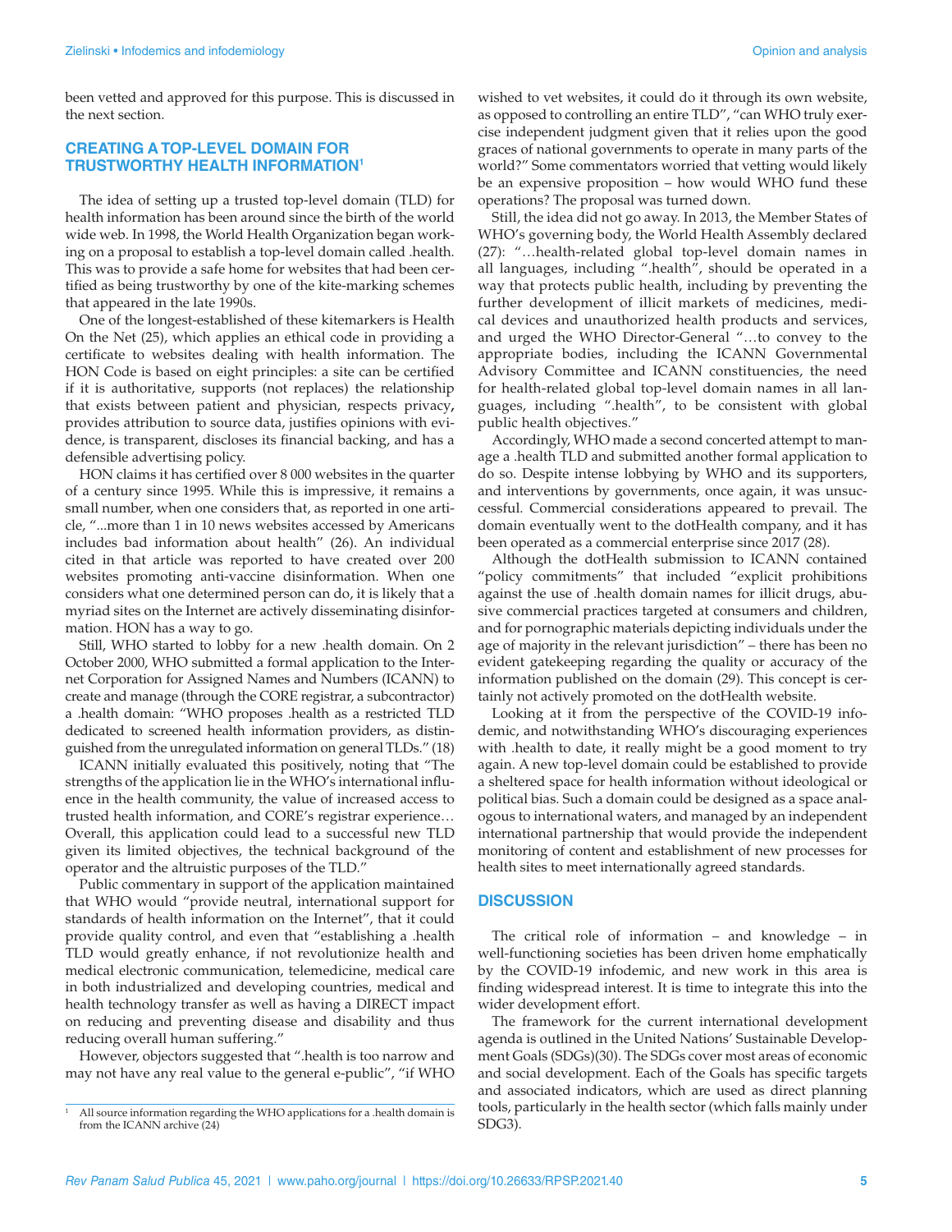been vetted and approved for this purpose. This is discussed in the next section.

## CREATING A TOP-LEVEL DOMAIN FOR TRUSTWORTHY HEALTH INFORMATION[1]

The idea of setting up a trusted top-level domain (TLD) for health information has been around since the birth of the world wide web. In 1998, the World Health Organization began working on a proposal to establish a top-level domain called .health. This was to provide a safe home for websites that had been certified as being trustworthy by one of the kite-marking schemes that appeared in the late 1990s.

One of the longest-established of these kitemarkers is Health On the Net (25), which applies an ethical code in providing a certificate to websites dealing with health information. The HON Code is based on eight principles: a site can be certified if it is authoritative, supports (not replaces) the relationship that exists between patient and physician, respects privacy, provides attribution to source data, justifies opinions with evidence, is transparent, discloses its financial backing, and has a defensible advertising policy.

HON claims it has certified over 8 000 websites in the quarter of a century since 1995. While this is impressive, it remains a small number, when one considers that, as reported in one article, "...more than 1 in 10 news websites accessed by Americans includes bad information about health" (26). An individual cited in that article was reported to have created over 200 websites promoting anti-vaccine disinformation. When one considers what one determined person can do, it is likely that a myriad sites on the Internet are actively disseminating disinformation. HON has a way to go.

Still, WHO started to lobby for a new .health domain. On 2 October 2000, WHO submitted a formal application to the Internet Corporation for Assigned Names and Numbers (ICANN) to create and manage (through the CORE registrar, a subcontractor) a .health domain: "WHO proposes .health as a restricted TLD dedicated to screened health information providers, as distinguished from the unregulated information on general TLDs." (18)

ICANN initially evaluated this positively, noting that "The strengths of the application lie in the WHO's international influence in the health community, the value of increased access to trusted health information, and CORE's registrar experience… Overall, this application could lead to a successful new TLD given its limited objectives, the technical background of the operator and the altruistic purposes of the TLD."

Public commentary in support of the application maintained that WHO would "provide neutral, international support for standards of health information on the Internet", that it could provide quality control, and even that "establishing a .health TLD would greatly enhance, if not revolutionize health and medical electronic communication, telemedicine, medical care in both industrialized and developing countries, medical and health technology transfer as well as having a DIRECT impact on reducing and preventing disease and disability and thus reducing overall human suffering."

However, objectors suggested that ".health is too narrow and may not have any real value to the general e-public", "if WHO wished to vet websites, it could do it through its own website, as opposed to controlling an entire TLD", "can WHO truly exercise independent judgment given that it relies upon the good graces of national governments to operate in many parts of the world?" Some commentators worried that vetting would likely be an expensive proposition – how would WHO fund these operations? The proposal was turned down.

Still, the idea did not go away. In 2013, the Member States of WHO's governing body, the World Health Assembly declared (27): "…health-related global top-level domain names in all languages, including ".health", should be operated in a way that protects public health, including by preventing the further development of illicit markets of medicines, medical devices and unauthorized health products and services, and urged the WHO Director-General "…to convey to the appropriate bodies, including the ICANN Governmental Advisory Committee and ICANN constituencies, the need for health-related global top-level domain names in all languages, including ".health", to be consistent with global public health objectives."

Accordingly, WHO made a second concerted attempt to manage a .health TLD and submitted another formal application to do so. Despite intense lobbying by WHO and its supporters, and interventions by governments, once again, it was unsuccessful. Commercial considerations appeared to prevail. The domain eventually went to the dotHealth company, and it has been operated as a commercial enterprise since 2017 (28).

Although the dotHealth submission to ICANN contained "policy commitments" that included "explicit prohibitions against the use of .health domain names for illicit drugs, abusive commercial practices targeted at consumers and children, and for pornographic materials depicting individuals under the age of majority in the relevant jurisdiction" – there has been no evident gatekeeping regarding the quality or accuracy of the information published on the domain (29). This concept is certainly not actively promoted on the dotHealth website.

Looking at it from the perspective of the COVID-19 infodemic, and notwithstanding WHO's discouraging experiences with .health to date, it really might be a good moment to try again. A new top-level domain could be established to provide a sheltered space for health information without ideological or political bias. Such a domain could be designed as a space analogous to international waters, and managed by an independent international partnership that would provide the independent monitoring of content and establishment of new processes for health sites to meet internationally agreed standards.

## DISCUSSION

The critical role of information – and knowledge – in well-functioning societies has been driven home emphatically by the COVID-19 infodemic, and new work in this area is finding widespread interest. It is time to integrate this into the wider development effort.

The framework for the current international development agenda is outlined in the United Nations' Sustainable Development Goals (SDGs)(30). The SDGs cover most areas of economic and social development. Each of the Goals has specific targets and associated indicators, which are used as direct planning tools, particularly in the health sector (which falls mainly under SDG3).

[1] All source information regarding the WHO applications for a .health domain is from the ICANN archive (24)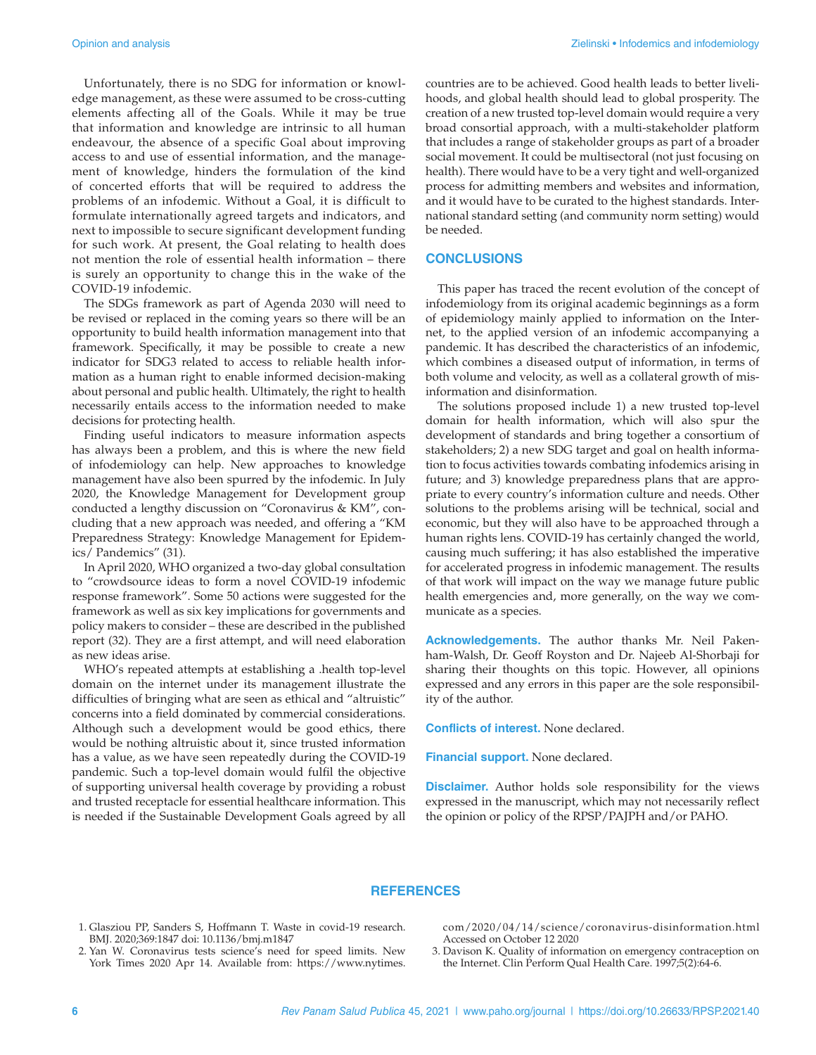Unfortunately, there is no SDG for information or knowledge management, as these were assumed to be cross-cutting elements affecting all of the Goals. While it may be true that information and knowledge are intrinsic to all human endeavour, the absence of a specific Goal about improving access to and use of essential information, and the management of knowledge, hinders the formulation of the kind of concerted efforts that will be required to address the problems of an infodemic. Without a Goal, it is difficult to formulate internationally agreed targets and indicators, and next to impossible to secure significant development funding for such work. At present, the Goal relating to health does not mention the role of essential health information – there is surely an opportunity to change this in the wake of the COVID-19 infodemic.

The SDGs framework as part of Agenda 2030 will need to be revised or replaced in the coming years so there will be an opportunity to build health information management into that framework. Specifically, it may be possible to create a new indicator for SDG3 related to access to reliable health information as a human right to enable informed decision-making about personal and public health. Ultimately, the right to health necessarily entails access to the information needed to make decisions for protecting health.

Finding useful indicators to measure information aspects has always been a problem, and this is where the new field of infodemiology can help. New approaches to knowledge management have also been spurred by the infodemic. In July 2020, the Knowledge Management for Development group conducted a lengthy discussion on "Coronavirus & KM", concluding that a new approach was needed, and offering a "KM Preparedness Strategy: Knowledge Management for Epidemics/ Pandemics" (31).

In April 2020, WHO organized a two-day global consultation to "crowdsource ideas to form a novel COVID-19 infodemic response framework". Some 50 actions were suggested for the framework as well as six key implications for governments and policy makers to consider – these are described in the published report (32). They are a first attempt, and will need elaboration as new ideas arise.

WHO's repeated attempts at establishing a .health top-level domain on the internet under its management illustrate the difficulties of bringing what are seen as ethical and "altruistic" concerns into a field dominated by commercial considerations. Although such a development would be good ethics, there would be nothing altruistic about it, since trusted information has a value, as we have seen repeatedly during the COVID-19 pandemic. Such a top-level domain would fulfil the objective of supporting universal health coverage by providing a robust and trusted receptacle for essential healthcare information. This is needed if the Sustainable Development Goals agreed by all countries are to be achieved. Good health leads to better livelihoods, and global health should lead to global prosperity. The creation of a new trusted top-level domain would require a very broad consortial approach, with a multi-stakeholder platform that includes a range of stakeholder groups as part of a broader social movement. It could be multisectoral (not just focusing on health). There would have to be a very tight and well-organized process for admitting members and websites and information, and it would have to be curated to the highest standards. International standard setting (and community norm setting) would be needed.

## CONCLUSIONS

This paper has traced the recent evolution of the concept of infodemiology from its original academic beginnings as a form of epidemiology mainly applied to information on the Internet, to the applied version of an infodemic accompanying a pandemic. It has described the characteristics of an infodemic, which combines a diseased output of information, in terms of both volume and velocity, as well as a collateral growth of misinformation and disinformation.

The solutions proposed include 1) a new trusted top-level domain for health information, which will also spur the development of standards and bring together a consortium of stakeholders; 2) a new SDG target and goal on health information to focus activities towards combating infodemics arising in future; and 3) knowledge preparedness plans that are appropriate to every country's information culture and needs. Other solutions to the problems arising will be technical, social and economic, but they will also have to be approached through a human rights lens. COVID-19 has certainly changed the world, causing much suffering; it has also established the imperative for accelerated progress in infodemic management. The results of that work will impact on the way we manage future public health emergencies and, more generally, on the way we communicate as a species.

**Acknowledgements.** The author thanks Mr. Neil Pakenham-Walsh, Dr. Geoff Royston and Dr. Najeeb Al-Shorbaji for sharing their thoughts on this topic. However, all opinions expressed and any errors in this paper are the sole responsibility of the author.

**Conflicts of interest.** None declared.

**Financial support.** None declared.

**Disclaimer.** Author holds sole responsibility for the views expressed in the manuscript, which may not necessarily reflect the opinion or policy of the RPSP/PAJPH and/or PAHO.

## REFERENCES

1. Glasziou PP, Sanders S, Hoffmann T. Waste in covid-19 research. BMJ. 2020;369:1847 doi: 10.1136/bmj.m1847
2. Yan W. Coronavirus tests science's need for speed limits. New York Times 2020 Apr 14. Available from: https://www.nytimes.com/2020/04/14/science/coronavirus-disinformation.html Accessed on October 12 2020
3. Davison K. Quality of information on emergency contraception on the Internet. Clin Perform Qual Health Care. 1997;5(2):64-6.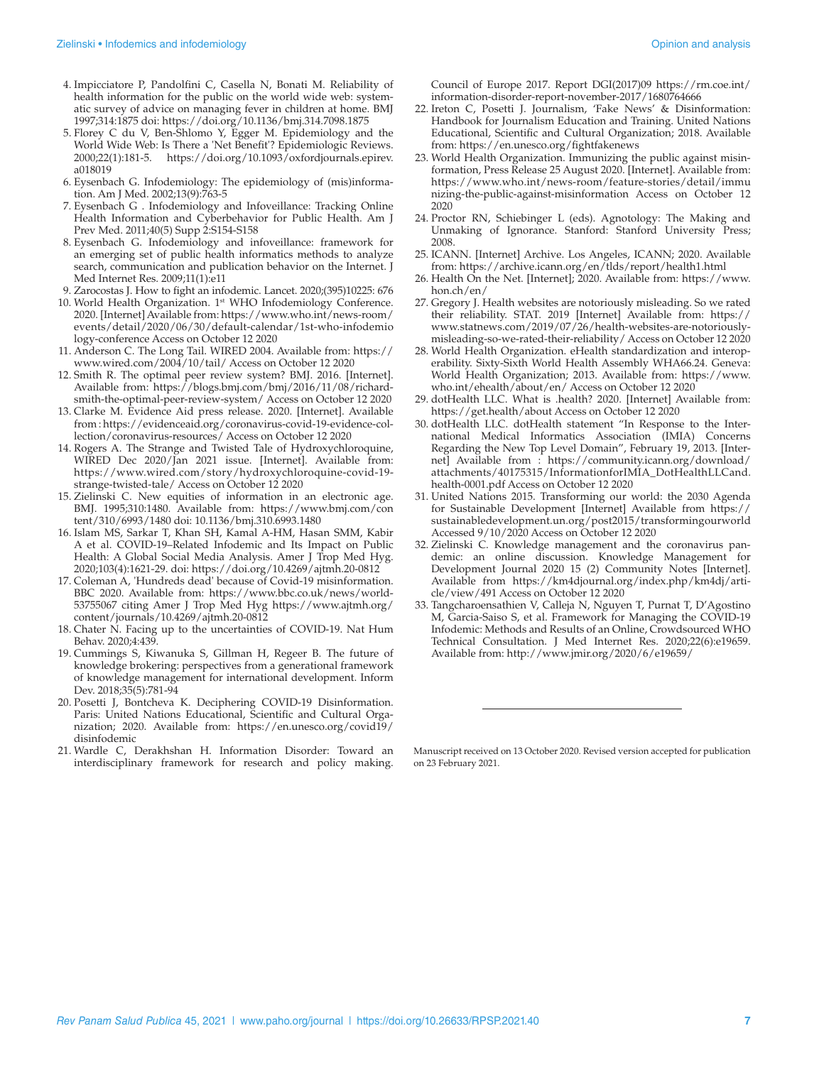4. Impicciatore P, Pandolfini C, Casella N, Bonati M. Reliability of health information for the public on the world wide web: systematic survey of advice on managing fever in children at home. BMJ 1997;314:1875 doi: https://doi.org/10.1136/bmj.314.7098.1875
5. Florey C du V, Ben-Shlomo Y, Egger M. Epidemiology and the World Wide Web: Is There a 'Net Benefit'? Epidemiologic Reviews. 2000;22(1):181-5. https://doi.org/10.1093/oxfordjournals.epirev.a018019
6. Eysenbach G. Infodemiology: The epidemiology of (mis)information. Am J Med. 2002;13(9):763-5
7. Eysenbach G . Infodemiology and Infoveillance: Tracking Online Health Information and Cyberbehavior for Public Health. Am J Prev Med. 2011;40(5) Supp 2:S154-S158
8. Eysenbach G. Infodemiology and infoveillance: framework for an emerging set of public health informatics methods to analyze search, communication and publication behavior on the Internet. J Med Internet Res. 2009;11(1):e11
9. Zarocostas J. How to fight an infodemic. Lancet. 2020;(395)10225: 676
10. World Health Organization. 1st WHO Infodemiology Conference. 2020. [Internet] Available from: https://www.who.int/news-room/events/detail/2020/06/30/default-calendar/1st-who-infodemiology-conference Access on October 12 2020
11. Anderson C. The Long Tail. WIRED 2004. Available from: https://www.wired.com/2004/10/tail/ Access on October 12 2020
12. Smith R. The optimal peer review system? BMJ. 2016. [Internet]. Available from: https://blogs.bmj.com/bmj/2016/11/08/richard-smith-the-optimal-peer-review-system/ Access on October 12 2020
13. Clarke M. Evidence Aid press release. 2020. [Internet]. Available from : https://evidenceaid.org/coronavirus-covid-19-evidence-collection/coronavirus-resources/ Access on October 12 2020
14. Rogers A. The Strange and Twisted Tale of Hydroxychloroquine, WIRED Dec 2020/Jan 2021 issue. [Internet]. Available from: https://www.wired.com/story/hydroxychloroquine-covid-19-strange-twisted-tale/ Access on October 12 2020
15. Zielinski C. New equities of information in an electronic age. BMJ. 1995;310:1480. Available from: https://www.bmj.com/content/310/6993/1480 doi: 10.1136/bmj.310.6993.1480
16. Islam MS, Sarkar T, Khan SH, Kamal A-HM, Hasan SMM, Kabir A et al. COVID-19–Related Infodemic and Its Impact on Public Health: A Global Social Media Analysis. Amer J Trop Med Hyg. 2020;103(4):1621-29. doi: https://doi.org/10.4269/ajtmh.20-0812
17. Coleman A, 'Hundreds dead' because of Covid-19 misinformation. BBC 2020. Available from: https://www.bbc.co.uk/news/world-53755067 citing Amer J Trop Med Hyg https://www.ajtmh.org/content/journals/10.4269/ajtmh.20-0812
18. Chater N. Facing up to the uncertainties of COVID-19. Nat Hum Behav. 2020;4:439.
19. Cummings S, Kiwanuka S, Gillman H, Regeer B. The future of knowledge brokering: perspectives from a generational framework of knowledge management for international development. Inform Dev. 2018;35(5):781-94
20. Posetti J, Bontcheva K. Deciphering COVID-19 Disinformation. Paris: United Nations Educational, Scientific and Cultural Organization; 2020. Available from: https://en.unesco.org/covid19/disinfodemic
21. Wardle C, Derakhshan H. Information Disorder: Toward an interdisciplinary framework for research and policy making. Council of Europe 2017. Report DGI(2017)09 https://rm.coe.int/information-disorder-report-november-2017/1680764666
22. Ireton C, Posetti J. Journalism, 'Fake News' & Disinformation: Handbook for Journalism Education and Training. United Nations Educational, Scientific and Cultural Organization; 2018. Available from: https://en.unesco.org/fightfakenews
23. World Health Organization. Immunizing the public against misinformation, Press Release 25 August 2020. [Internet]. Available from: https://www.who.int/news-room/feature-stories/detail/immunizing-the-public-against-misinformation Access on October 12 2020
24. Proctor RN, Schiebinger L (eds). Agnotology: The Making and Unmaking of Ignorance. Stanford: Stanford University Press; 2008.
25. ICANN. [Internet] Archive. Los Angeles, ICANN; 2020. Available from: https://archive.icann.org/en/tlds/report/health1.html
26. Health On the Net. [Internet]; 2020. Available from: https://www.hon.ch/en/
27. Gregory J. Health websites are notoriously misleading. So we rated their reliability. STAT. 2019 [Internet] Available from: https://www.statnews.com/2019/07/26/health-websites-are-notoriously-misleading-so-we-rated-their-reliability/ Access on October 12 2020
28. World Health Organization. eHealth standardization and interoperability. Sixty-Sixth World Health Assembly WHA66.24. Geneva: World Health Organization; 2013. Available from: https://www.who.int/ehealth/about/en/ Access on October 12 2020
29. dotHealth LLC. What is .health? 2020. [Internet] Available from: https://get.health/about Access on October 12 2020
30. dotHealth LLC. dotHealth statement "In Response to the International Medical Informatics Association (IMIA) Concerns Regarding the New Top Level Domain", February 19, 2013. [Internet] Available from : https://community.icann.org/download/attachments/40175315/InformationforIMIA_DotHealthLLCand.health-0001.pdf Access on October 12 2020
31. United Nations 2015. Transforming our world: the 2030 Agenda for Sustainable Development [Internet] Available from https://sustainabledevelopment.un.org/post2015/transformingourworld Accessed 9/10/2020 Access on October 12 2020
32. Zielinski C. Knowledge management and the coronavirus pandemic: an online discussion. Knowledge Management for Development Journal 2020 15 (2) Community Notes [Internet]. Available from https://km4djournal.org/index.php/km4dj/article/view/491 Access on October 12 2020
33. Tangcharoensathien V, Calleja N, Nguyen T, Purnat T, D'Agostino M, Garcia-Saiso S, et al. Framework for Managing the COVID-19 Infodemic: Methods and Results of an Online, Crowdsourced WHO Technical Consultation. J Med Internet Res. 2020;22(6):e19659. Available from: http://www.jmir.org/2020/6/e19659/

---

Manuscript received on 13 October 2020. Revised version accepted for publication on 23 February 2021.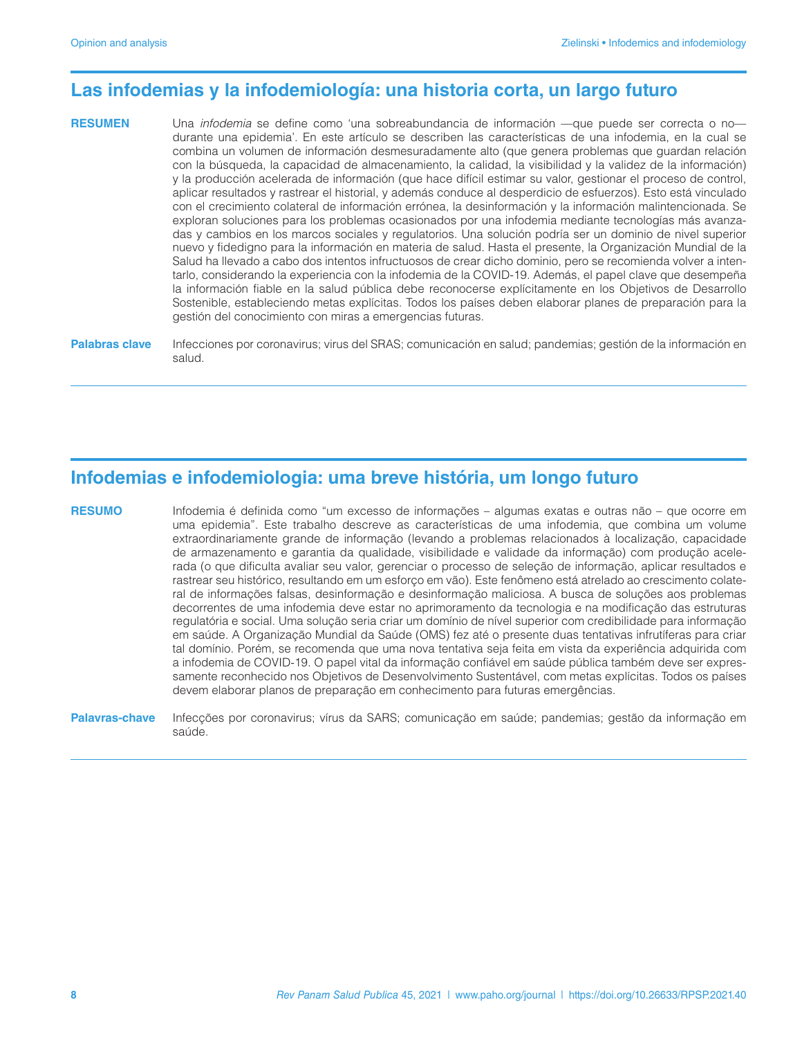## Las infodemias y la infodemiología: una historia corta, un largo futuro

**RESUMEN** Una *infodemia* se define como 'una sobreabundancia de información —que puede ser correcta o no— durante una epidemia'. En este artículo se describen las características de una infodemia, en la cual se combina un volumen de información desmesuradamente alto (que genera problemas que guardan relación con la búsqueda, la capacidad de almacenamiento, la calidad, la visibilidad y la validez de la información) y la producción acelerada de información (que hace difícil estimar su valor, gestionar el proceso de control, aplicar resultados y rastrear el historial, y además conduce al desperdicio de esfuerzos). Esto está vinculado con el crecimiento colateral de información errónea, la desinformación y la información malintencionada. Se exploran soluciones para los problemas ocasionados por una infodemia mediante tecnologías más avanzadas y cambios en los marcos sociales y regulatorios. Una solución podría ser un dominio de nivel superior nuevo y fidedigno para la información en materia de salud. Hasta el presente, la Organización Mundial de la Salud ha llevado a cabo dos intentos infructuosos de crear dicho dominio, pero se recomienda volver a intentarlo, considerando la experiencia con la infodemia de la COVID-19. Además, el papel clave que desempeña la información fiable en la salud pública debe reconocerse explícitamente en los Objetivos de Desarrollo Sostenible, estableciendo metas explícitas. Todos los países deben elaborar planes de preparación para la gestión del conocimiento con miras a emergencias futuras.

**Palabras clave** Infecciones por coronavirus; virus del SRAS; comunicación en salud; pandemias; gestión de la información en salud.

## Infodemias e infodemiologia: uma breve história, um longo futuro

**RESUMO** Infodemia é definida como "um excesso de informações – algumas exatas e outras não – que ocorre em uma epidemia". Este trabalho descreve as características de uma infodemia, que combina um volume extraordinariamente grande de informação (levando a problemas relacionados à localização, capacidade de armazenamento e garantia da qualidade, visibilidade e validez da informação) com produção acelerada (o que dificulta avaliar seu valor, gerenciar o processo de seleção de informação, aplicar resultados e rastrear seu histórico, resultando em um esforço em vão). Este fenômeno está atrelado ao crescimento colateral de informações falsas, desinformação e desinformação maliciosa. A busca de soluções aos problemas decorrentes de uma infodemia deve estar no aprimoramento da tecnologia e na modificação das estruturas regulatória e social. Uma solução seria criar um domínio de nível superior com credibilidade para informação em saúde. A Organização Mundial da Saúde (OMS) fez até o presente duas tentativas infrutíferas para criar tal domínio. Porém, se recomenda que uma nova tentativa seja feita em vista da experiência adquirida com a infodemia de COVID-19. O papel vital da informação confiável em saúde pública também deve ser expressamente reconhecido nos Objetivos de Desenvolvimento Sustentável, com metas explícitas. Todos os países devem elaborar planos de preparação em conhecimento para futuras emergências.

**Palavras-chave** Infecções por coronavirus; vírus da SARS; comunicação em saúde; pandemias; gestão da informação em saúde.